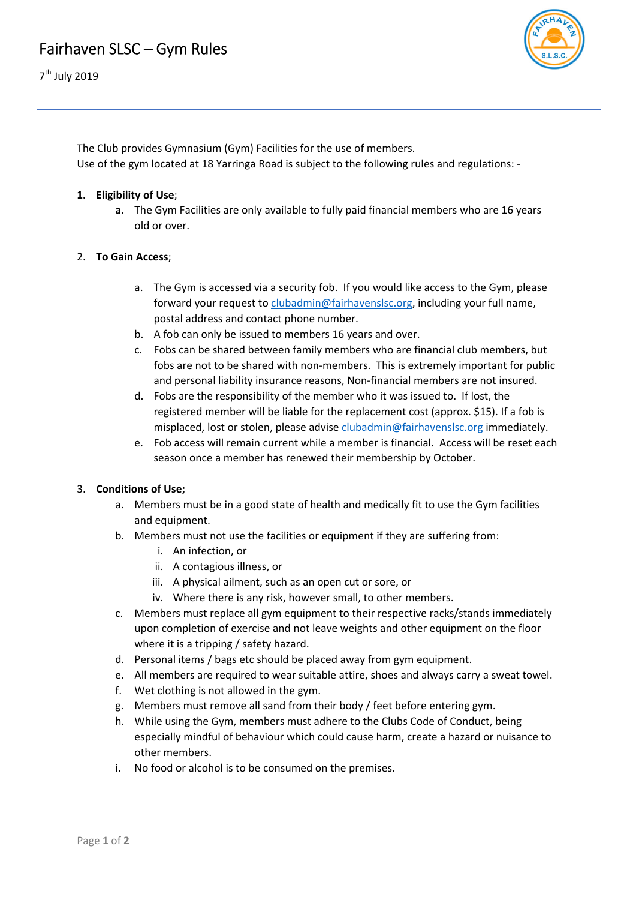# Fairhaven SLSC – Gym Rules

7th July 2019

The Club provides Gymnasium (Gym) Facilities for the use of members.
Use of the gym located at 18 Yarringa Road is subject to the following rules and regulations: -

1. **Eligibility of Use**;
    a. The Gym Facilities are only available to fully paid financial members who are 16 years old or over.

2. **To Gain Access**;
    a. The Gym is accessed via a security fob. If you would like access to the Gym, please forward your request to clubadmin@fairhavenslsc.org, including your full name, postal address and contact phone number.
    b. A fob can only be issued to members 16 years and over.
    c. Fobs can be shared between family members who are financial club members, but fobs are not to be shared with non-members. This is extremely important for public and personal liability insurance reasons, Non-financial members are not insured.
    d. Fobs are the responsibility of the member who it was issued to. If lost, the registered member will be liable for the replacement cost (approx. $15). If a fob is misplaced, lost or stolen, please advise clubadmin@fairhavenslsc.org immediately.
    e. Fob access will remain current while a member is financial. Access will be reset each season once a member has renewed their membership by October.

3. **Conditions of Use;**
    a. Members must be in a good state of health and medically fit to use the Gym facilities and equipment.
    b. Members must not use the facilities or equipment if they are suffering from:
        i. An infection, or
        ii. A contagious illness, or
        iii. A physical ailment, such as an open cut or sore, or
        iv. Where there is any risk, however small, to other members.
    c. Members must replace all gym equipment to their respective racks/stands immediately upon completion of exercise and not leave weights and other equipment on the floor where it is a tripping / safety hazard.
    d. Personal items / bags etc should be placed away from gym equipment.
    e. All members are required to wear suitable attire, shoes and always carry a sweat towel.
    f. Wet clothing is not allowed in the gym.
    g. Members must remove all sand from their body / feet before entering gym.
    h. While using the Gym, members must adhere to the Clubs Code of Conduct, being especially mindful of behaviour which could cause harm, create a hazard or nuisance to other members.
    i. No food or alcohol is to be consumed on the premises.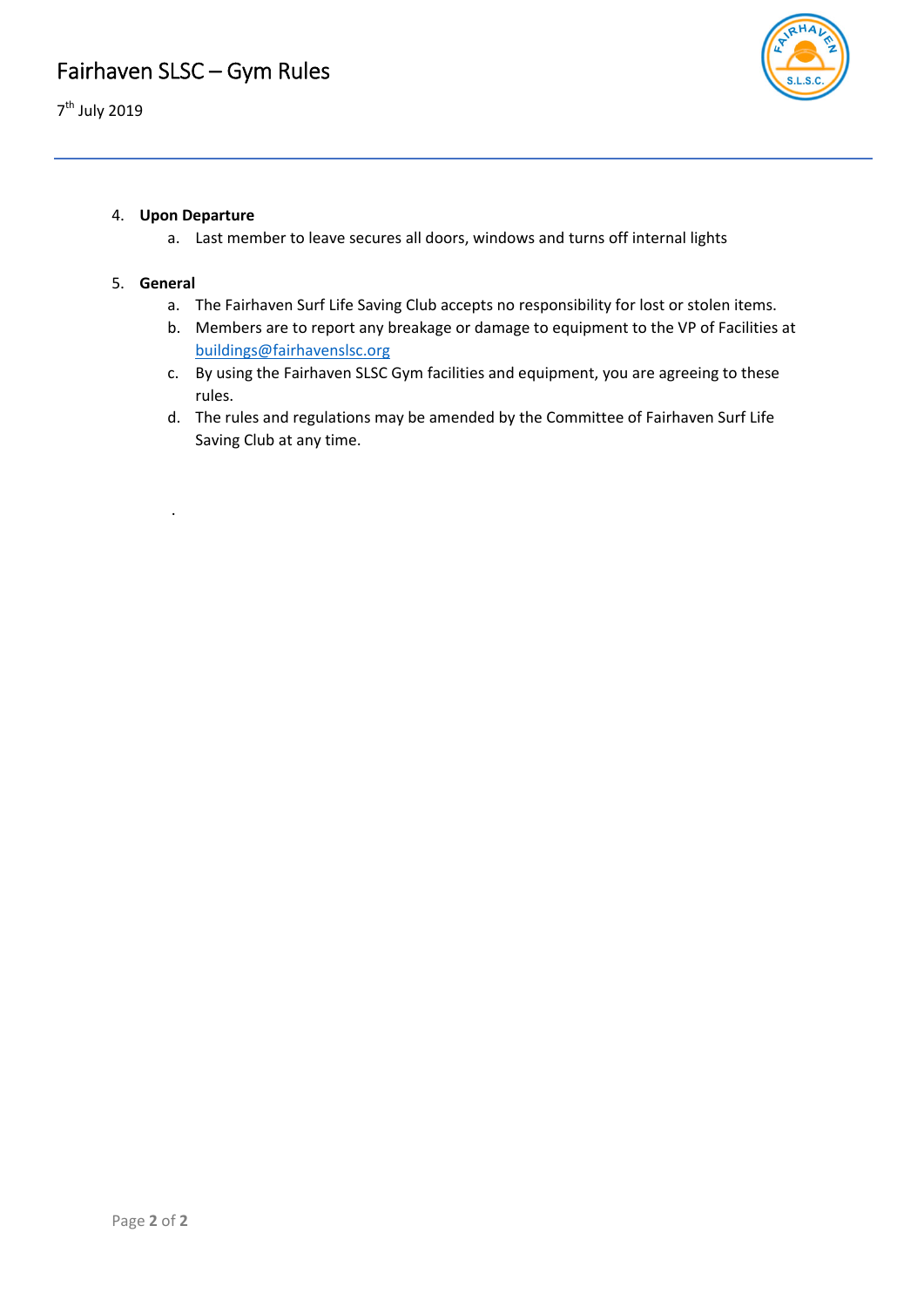# Fairhaven SLSC – Gym Rules

7th July 2019

4. **Upon Departure**
    a. Last member to leave secures all doors, windows and turns off internal lights

5. **General**
    a. The Fairhaven Surf Life Saving Club accepts no responsibility for lost or stolen items.
    b. Members are to report any breakage or damage to equipment to the VP of Facilities at buildings@fairhavenslsc.org
    c. By using the Fairhaven SLSC Gym facilities and equipment, you are agreeing to these rules.
    d. The rules and regulations may be amended by the Committee of Fairhaven Surf Life Saving Club at any time.